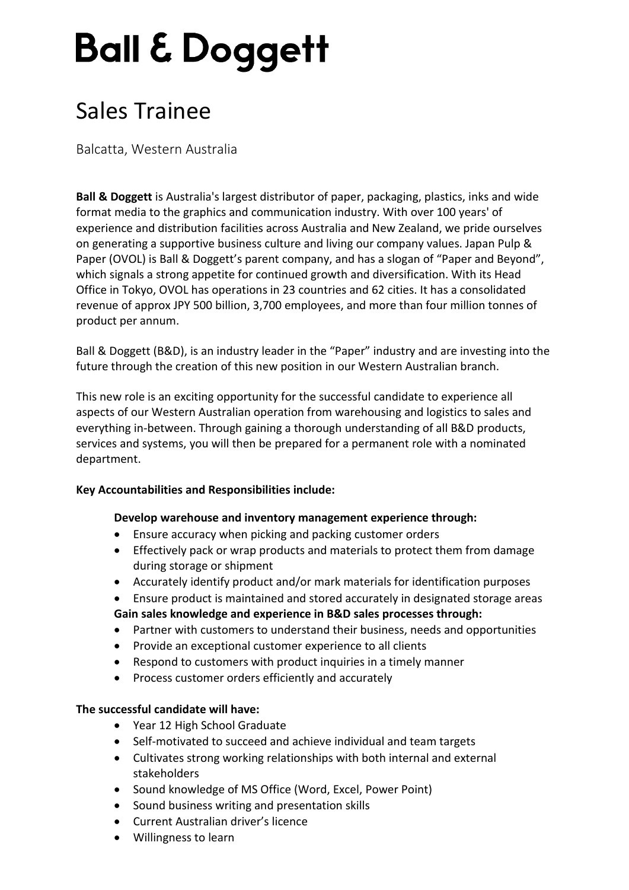# Ball & Doggett

## Sales Trainee

Balcatta, Western Australia

**Ball & Doggett** is Australia's largest distributor of paper, packaging, plastics, inks and wide format media to the graphics and communication industry. With over 100 years' of experience and distribution facilities across Australia and New Zealand, we pride ourselves on generating a supportive business culture and living our company values. Japan Pulp & Paper (OVOL) is Ball & Doggett's parent company, and has a slogan of "Paper and Beyond", which signals a strong appetite for continued growth and diversification. With its Head Office in Tokyo, OVOL has operations in 23 countries and 62 cities. It has a consolidated revenue of approx JPY 500 billion, 3,700 employees, and more than four million tonnes of product per annum.

Ball & Doggett (B&D), is an industry leader in the "Paper" industry and are investing into the future through the creation of this new position in our Western Australian branch.

This new role is an exciting opportunity for the successful candidate to experience all aspects of our Western Australian operation from warehousing and logistics to sales and everything in-between. Through gaining a thorough understanding of all B&D products, services and systems, you will then be prepared for a permanent role with a nominated department.

**Key Accountabilities and Responsibilities include:**

**Develop warehouse and inventory management experience through:**

- Ensure accuracy when picking and packing customer orders
- Effectively pack or wrap products and materials to protect them from damage during storage or shipment
- Accurately identify product and/or mark materials for identification purposes
- Ensure product is maintained and stored accurately in designated storage areas

**Gain sales knowledge and experience in B&D sales processes through:**

- Partner with customers to understand their business, needs and opportunities
- Provide an exceptional customer experience to all clients
- Respond to customers with product inquiries in a timely manner
- Process customer orders efficiently and accurately

**The successful candidate will have:**

- Year 12 High School Graduate
- Self-motivated to succeed and achieve individual and team targets
- Cultivates strong working relationships with both internal and external stakeholders
- Sound knowledge of MS Office (Word, Excel, Power Point)
- Sound business writing and presentation skills
- Current Australian driver's licence
- Willingness to learn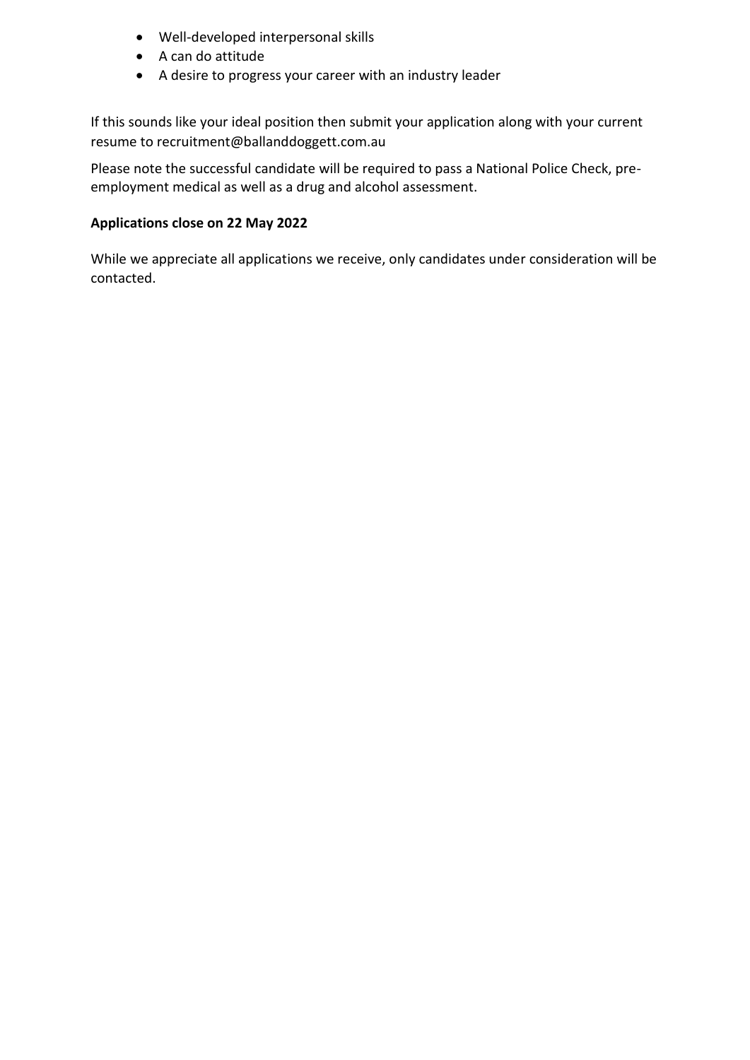- Well-developed interpersonal skills
- A can do attitude
- A desire to progress your career with an industry leader

If this sounds like your ideal position then submit your application along with your current resume to recruitment@ballanddoggett.com.au

Please note the successful candidate will be required to pass a National Police Check, pre-employment medical as well as a drug and alcohol assessment.

**Applications close on 22 May 2022**

While we appreciate all applications we receive, only candidates under consideration will be contacted.